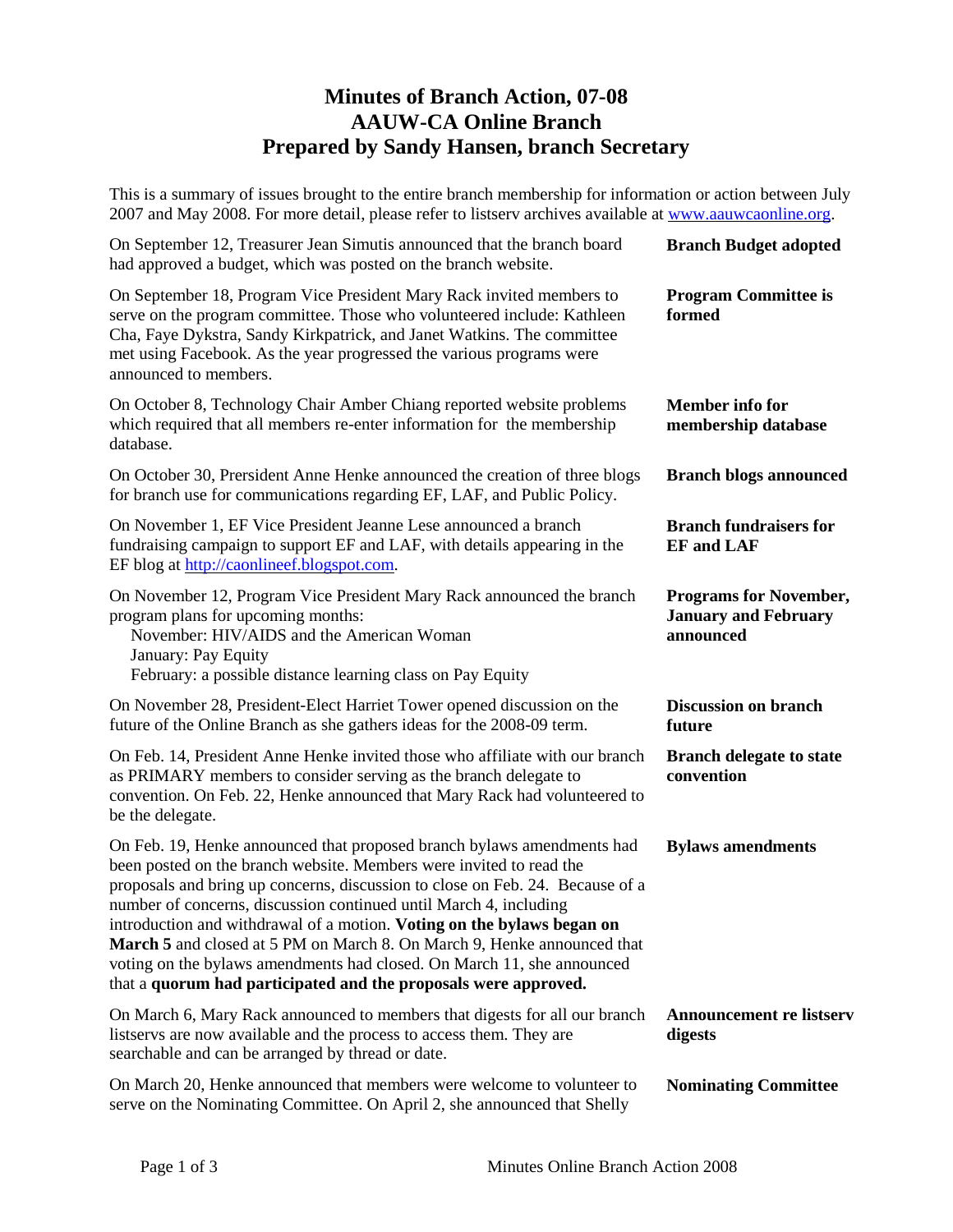# Minutes of Branch Action, 07-08
# AAUW-CA Online Branch
# Prepared by Sandy Hansen, branch Secretary

This is a summary of issues brought to the entire branch membership for information or action between July 2007 and May 2008. For more detail, please refer to listserv archives available at www.aauwcaonline.org.

| | |
|---|---|
| On September 12, Treasurer Jean Simutis announced that the branch board had approved a budget, which was posted on the branch website. | **Branch Budget adopted** |
| On September 18, Program Vice President Mary Rack invited members to serve on the program committee. Those who volunteered include: Kathleen Cha, Faye Dykstra, Sandy Kirkpatrick, and Janet Watkins. The committee met using Facebook. As the year progressed the various programs were announced to members. | **Program Committee is formed** |
| On October 8, Technology Chair Amber Chiang reported website problems which required that all members re-enter information for the membership database. | **Member info for membership database** |
| On October 30, Prersident Anne Henke announced the creation of three blogs for branch use for communications regarding EF, LAF, and Public Policy. | **Branch blogs announced** |
| On November 1, EF Vice President Jeanne Lese announced a branch fundraising campaign to support EF and LAF, with details appearing in the EF blog at http://caonlineef.blogspot.com. | **Branch fundraisers for EF and LAF** |
| On November 12, Program Vice President Mary Rack announced the branch program plans for upcoming months:<br>November: HIV/AIDS and the American Woman<br>January: Pay Equity<br>February: a possible distance learning class on Pay Equity | **Programs for November, January and February announced** |
| On November 28, President-Elect Harriet Tower opened discussion on the future of the Online Branch as she gathers ideas for the 2008-09 term. | **Discussion on branch future** |
| On Feb. 14, President Anne Henke invited those who affiliate with our branch as PRIMARY members to consider serving as the branch delegate to convention. On Feb. 22, Henke announced that Mary Rack had volunteered to be the delegate. | **Branch delegate to state convention** |
| On Feb. 19, Henke announced that proposed branch bylaws amendments had been posted on the branch website. Members were invited to read the proposals and bring up concerns, discussion to close on Feb. 24. Because of a number of concerns, discussion continued until March 4, including introduction and withdrawal of a motion. **Voting on the bylaws began on March 5** and closed at 5 PM on March 8. On March 9, Henke announced that voting on the bylaws amendments had closed. On March 11, she announced that a **quorum had participated and the proposals were approved.** | **Bylaws amendments** |
| On March 6, Mary Rack announced to members that digests for all our branch listservs are now available and the process to access them. They are searchable and can be arranged by thread or date. | **Announcement re listserv digests** |
| On March 20, Henke announced that members were welcome to volunteer to serve on the Nominating Committee. On April 2, she announced that Shelly | **Nominating Committee** |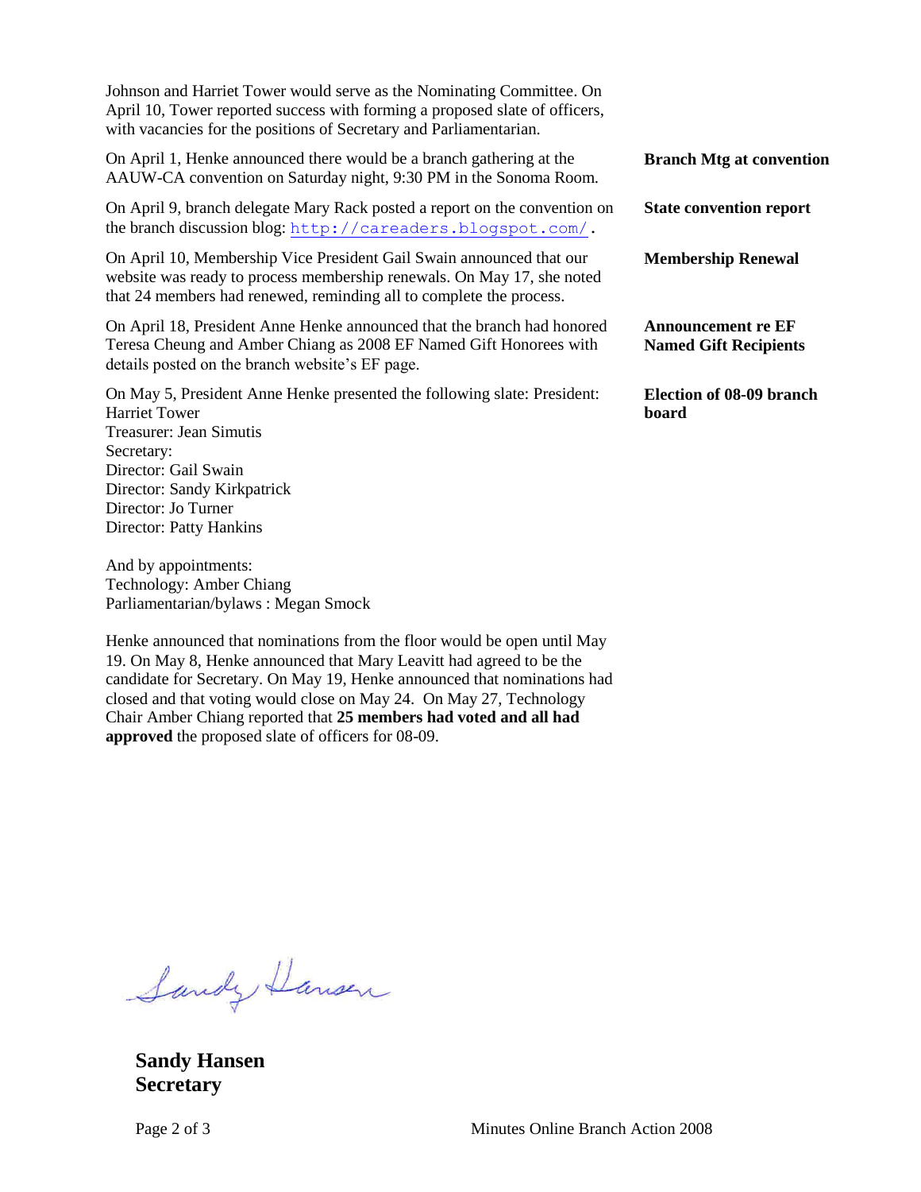Johnson and Harriet Tower would serve as the Nominating Committee. On April 10, Tower reported success with forming a proposed slate of officers, with vacancies for the positions of Secretary and Parliamentarian.

**Branch Mtg at convention**

On April 1, Henke announced there would be a branch gathering at the AAUW-CA convention on Saturday night, 9:30 PM in the Sonoma Room.

**State convention report**

On April 9, branch delegate Mary Rack posted a report on the convention on the branch discussion blog: http://careaders.blogspot.com/.

**Membership Renewal**

On April 10, Membership Vice President Gail Swain announced that our website was ready to process membership renewals. On May 17, she noted that 24 members had renewed, reminding all to complete the process.

**Announcement re EF Named Gift Recipients**

On April 18, President Anne Henke announced that the branch had honored Teresa Cheung and Amber Chiang as 2008 EF Named Gift Honorees with details posted on the branch website's EF page.

**Election of 08-09 branch board**

On May 5, President Anne Henke presented the following slate: President: Harriet Tower
Treasurer: Jean Simutis
Secretary:
Director: Gail Swain
Director: Sandy Kirkpatrick
Director: Jo Turner
Director: Patty Hankins

And by appointments:
Technology: Amber Chiang
Parliamentarian/bylaws : Megan Smock

Henke announced that nominations from the floor would be open until May 19. On May 8, Henke announced that Mary Leavitt had agreed to be the candidate for Secretary. On May 19, Henke announced that nominations had closed and that voting would close on May 24. On May 27, Technology Chair Amber Chiang reported that **25 members had voted and all had approved** the proposed slate of officers for 08-09.

Sandy Hansen

**Sandy Hansen**
**Secretary**